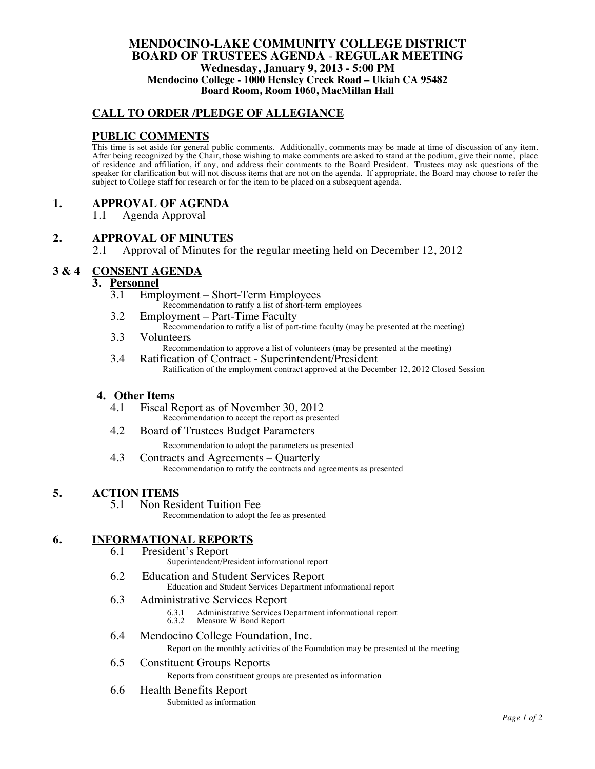# MENDOCINO-LAKE COMMUNITY COLLEGE DISTRICT
## BOARD OF TRUSTEES AGENDA - REGULAR MEETING

**Wednesday, January 9, 2013 - 5:00 PM**
**Mendocino College - 1000 Hensley Creek Road – Ukiah CA 95482**
**Board Room, Room 1060, MacMillan Hall**

## CALL TO ORDER /PLEDGE OF ALLEGIANCE

## PUBLIC COMMENTS

This time is set aside for general public comments. Additionally, comments may be made at time of discussion of any item. After being recognized by the Chair, those wishing to make comments are asked to stand at the podium, give their name, place of residence and affiliation, if any, and address their comments to the Board President. Trustees may ask questions of the speaker for clarification but will not discuss items that are not on the agenda. If appropriate, the Board may choose to refer the subject to College staff for research or for the item to be placed on a subsequent agenda.

## 1. APPROVAL OF AGENDA

1.1 Agenda Approval

## 2. APPROVAL OF MINUTES

2.1 Approval of Minutes for the regular meeting held on December 12, 2012

## 3 & 4 CONSENT AGENDA

### 3. Personnel

3.1 Employment – Short-Term Employees
Recommendation to ratify a list of short-term employees

3.2 Employment – Part-Time Faculty
Recommendation to ratify a list of part-time faculty (may be presented at the meeting)

3.3 Volunteers
Recommendation to approve a list of volunteers (may be presented at the meeting)

3.4 Ratification of Contract - Superintendent/President
Ratification of the employment contract approved at the December 12, 2012 Closed Session

### 4. Other Items

4.1 Fiscal Report as of November 30, 2012
Recommendation to accept the report as presented

4.2 Board of Trustees Budget Parameters
Recommendation to adopt the parameters as presented

4.3 Contracts and Agreements – Quarterly
Recommendation to ratify the contracts and agreements as presented

## 5. ACTION ITEMS

5.1 Non Resident Tuition Fee
Recommendation to adopt the fee as presented

## 6. INFORMATIONAL REPORTS

6.1 President's Report
Superintendent/President informational report

6.2 Education and Student Services Report
Education and Student Services Department informational report

6.3 Administrative Services Report
- 6.3.1 Administrative Services Department informational report
- 6.3.2 Measure W Bond Report

6.4 Mendocino College Foundation, Inc.
Report on the monthly activities of the Foundation may be presented at the meeting

6.5 Constituent Groups Reports
Reports from constituent groups are presented as information

6.6 Health Benefits Report
Submitted as information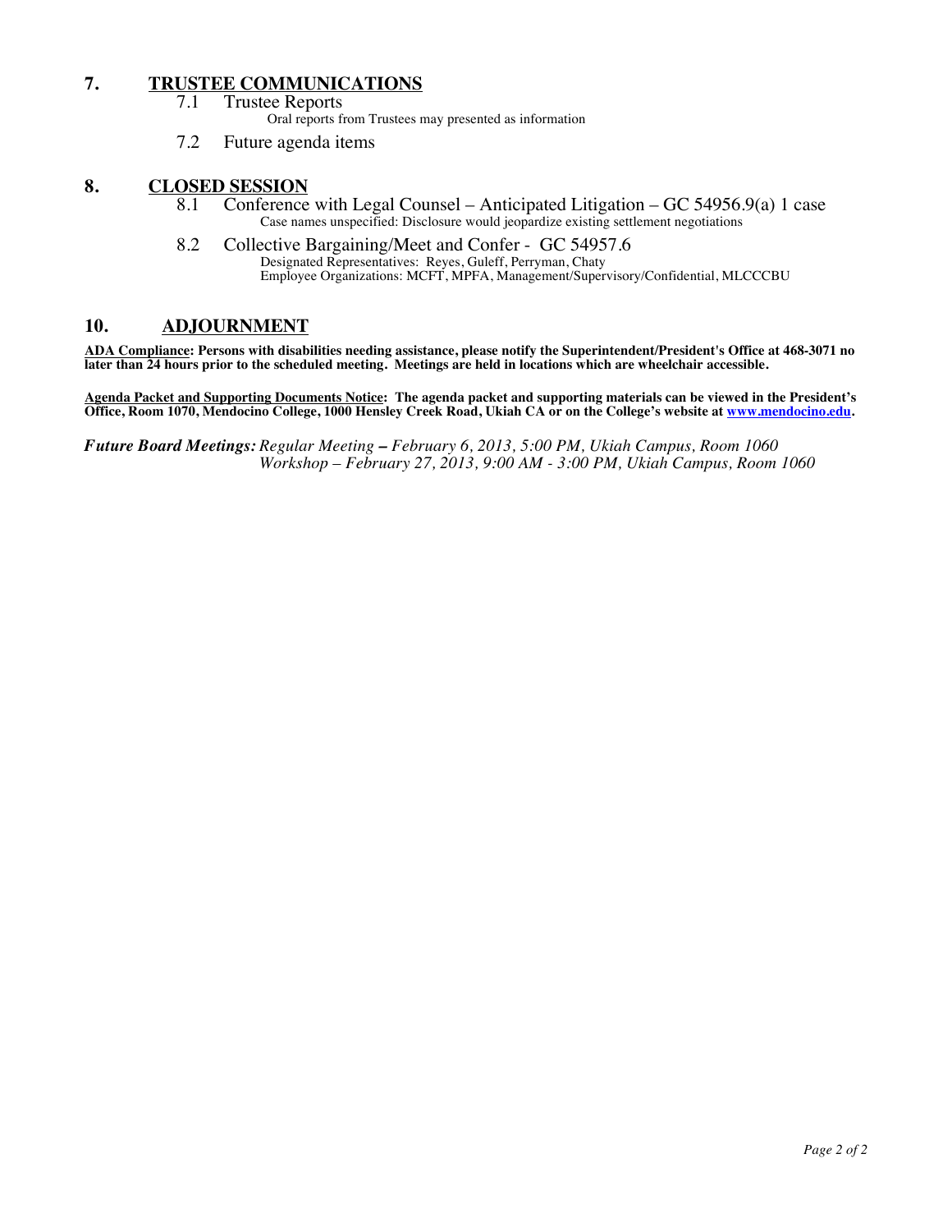## 7. TRUSTEE COMMUNICATIONS

7.1 Trustee Reports

Oral reports from Trustees may presented as information

7.2 Future agenda items

## 8. CLOSED SESSION

8.1 Conference with Legal Counsel – Anticipated Litigation – GC 54956.9(a) 1 case

Case names unspecified: Disclosure would jeopardize existing settlement negotiations

8.2 Collective Bargaining/Meet and Confer - GC 54957.6

Designated Representatives: Reyes, Guleff, Perryman, Chaty
Employee Organizations: MCFT, MPFA, Management/Supervisory/Confidential, MLCCCBU

## 10. ADJOURNMENT

**ADA Compliance: Persons with disabilities needing assistance, please notify the Superintendent/President's Office at 468-3071 no later than 24 hours prior to the scheduled meeting. Meetings are held in locations which are wheelchair accessible.**

**Agenda Packet and Supporting Documents Notice: The agenda packet and supporting materials can be viewed in the President's Office, Room 1070, Mendocino College, 1000 Hensley Creek Road, Ukiah CA or on the College's website at [www.mendocino.edu](http://www.mendocino.edu).**

***Future Board Meetings:*** *Regular Meeting – February 6, 2013, 5:00 PM, Ukiah Campus, Room 1060*
*Workshop – February 27, 2013, 9:00 AM - 3:00 PM, Ukiah Campus, Room 1060*